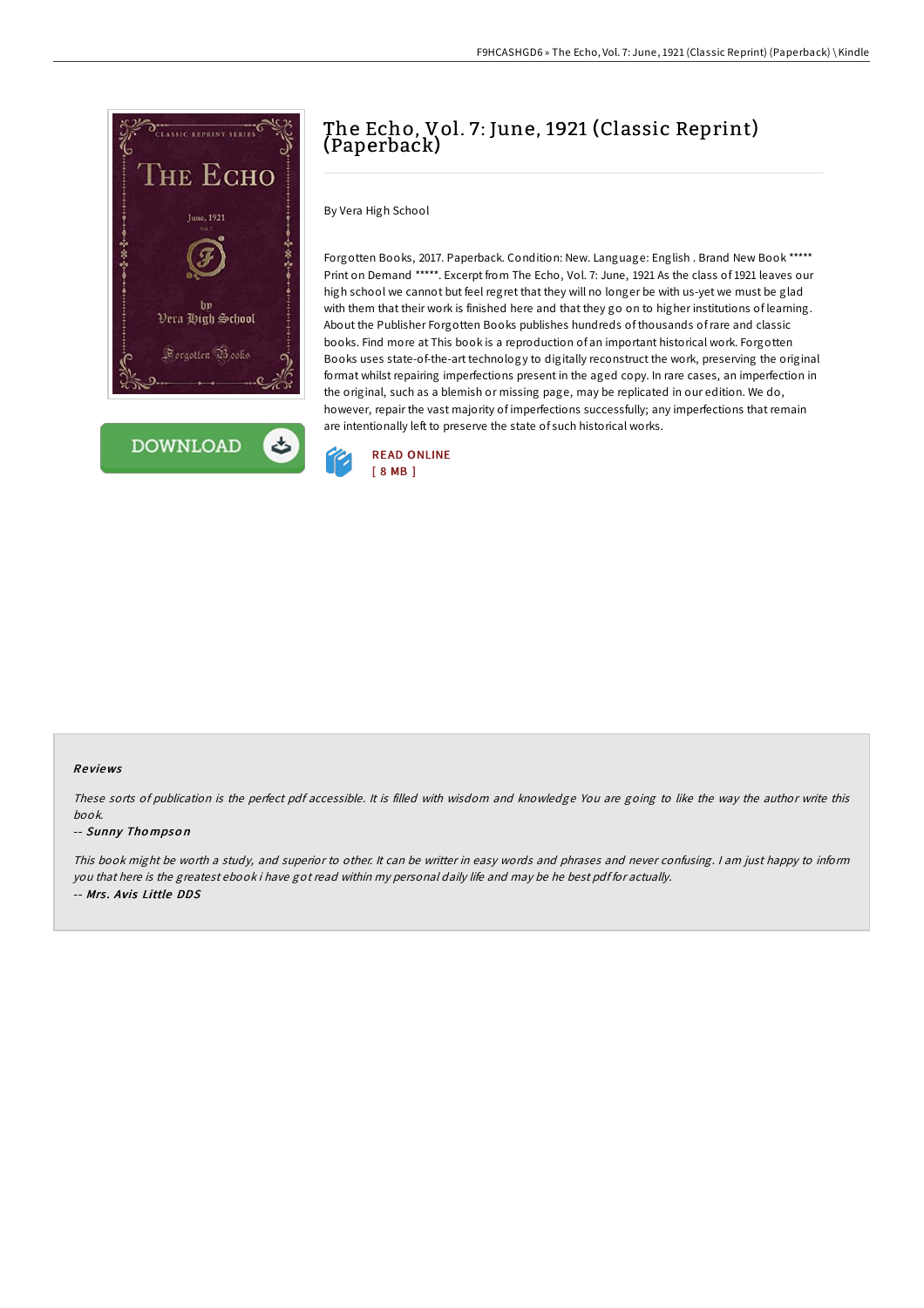# The Echo, Vol. 7: June, 1921 (Classic Reprint) (Paperback)

By Vera High School

Forgotten Books, 2017. Paperback. Condition: New. Language: English . Brand New Book ***** Print on Demand *****. Excerpt from The Echo, Vol. 7: June, 1921 As the class of 1921 leaves our high school we cannot but feel regret that they will no longer be with us-yet we must be glad with them that their work is finished here and that they go on to higher institutions of learning. About the Publisher Forgotten Books publishes hundreds of thousands of rare and classic books. Find more at This book is a reproduction of an important historical work. Forgotten Books uses state-of-the-art technology to digitally reconstruct the work, preserving the original format whilst repairing imperfections present in the aged copy. In rare cases, an imperfection in the original, such as a blemish or missing page, may be replicated in our edition. We do, however, repair the vast majority of imperfections successfully; any imperfections that remain are intentionally left to preserve the state of such historical works.

DOWNLOAD

READ ONLINE
[ 8 MB ]

### Reviews

*These sorts of publication is the perfect pdf accessible. It is filled with wisdom and knowledge You are going to like the way the author write this book.*

*-- Sunny Thompson*

*This book might be worth a study, and superior to other. It can be writter in easy words and phrases and never confusing. I am just happy to inform you that here is the greatest ebook i have got read within my personal daily life and may be he best pdf for actually.*

*-- Mrs. Avis Little DDS*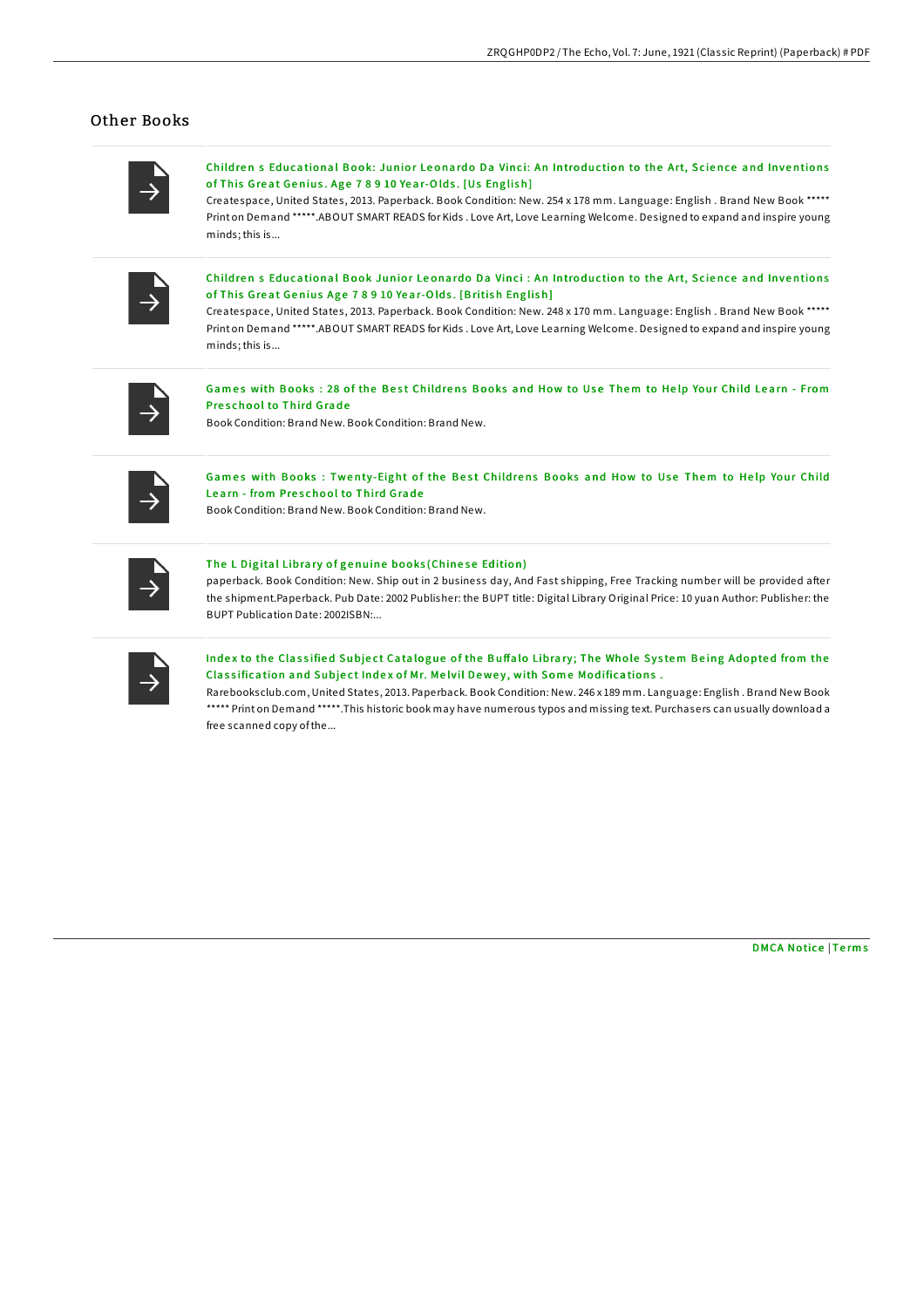## Other Books

**Children s Educational Book: Junior Leonardo Da Vinci: An Introduction to the Art, Science and Inventions of This Great Genius. Age 7 8 9 10 Year-Olds. [Us English]**

Createspace, United States, 2013. Paperback. Book Condition: New. 254 x 178 mm. Language: English . Brand New Book ***** Print on Demand *****.ABOUT SMART READS for Kids . Love Art, Love Learning Welcome. Designed to expand and inspire young minds; this is...

**Children s Educational Book Junior Leonardo Da Vinci : An Introduction to the Art, Science and Inventions of This Great Genius Age 7 8 9 10 Year-Olds. [British English]**

Createspace, United States, 2013. Paperback. Book Condition: New. 248 x 170 mm. Language: English . Brand New Book ***** Print on Demand *****.ABOUT SMART READS for Kids . Love Art, Love Learning Welcome. Designed to expand and inspire young minds; this is...

**Games with Books : 28 of the Best Childrens Books and How to Use Them to Help Your Child Learn - From Preschool to Third Grade**

Book Condition: Brand New. Book Condition: Brand New.

**Games with Books : Twenty-Eight of the Best Childrens Books and How to Use Them to Help Your Child Learn - from Preschool to Third Grade**

Book Condition: Brand New. Book Condition: Brand New.

**The L Digital Library of genuine books(Chinese Edition)**

paperback. Book Condition: New. Ship out in 2 business day, And Fast shipping, Free Tracking number will be provided after the shipment.Paperback. Pub Date: 2002 Publisher: the BUPT title: Digital Library Original Price: 10 yuan Author: Publisher: the BUPT Publication Date: 2002ISBN:...

**Index to the Classified Subject Catalogue of the Buffalo Library; The Whole System Being Adopted from the Classification and Subject Index of Mr. Melvil Dewey, with Some Modifications .**

Rarebooksclub.com, United States, 2013. Paperback. Book Condition: New. 246 x 189 mm. Language: English . Brand New Book ***** Print on Demand *****.This historic book may have numerous typos and missing text. Purchasers can usually download a free scanned copy of the...

DMCA Notice | Terms